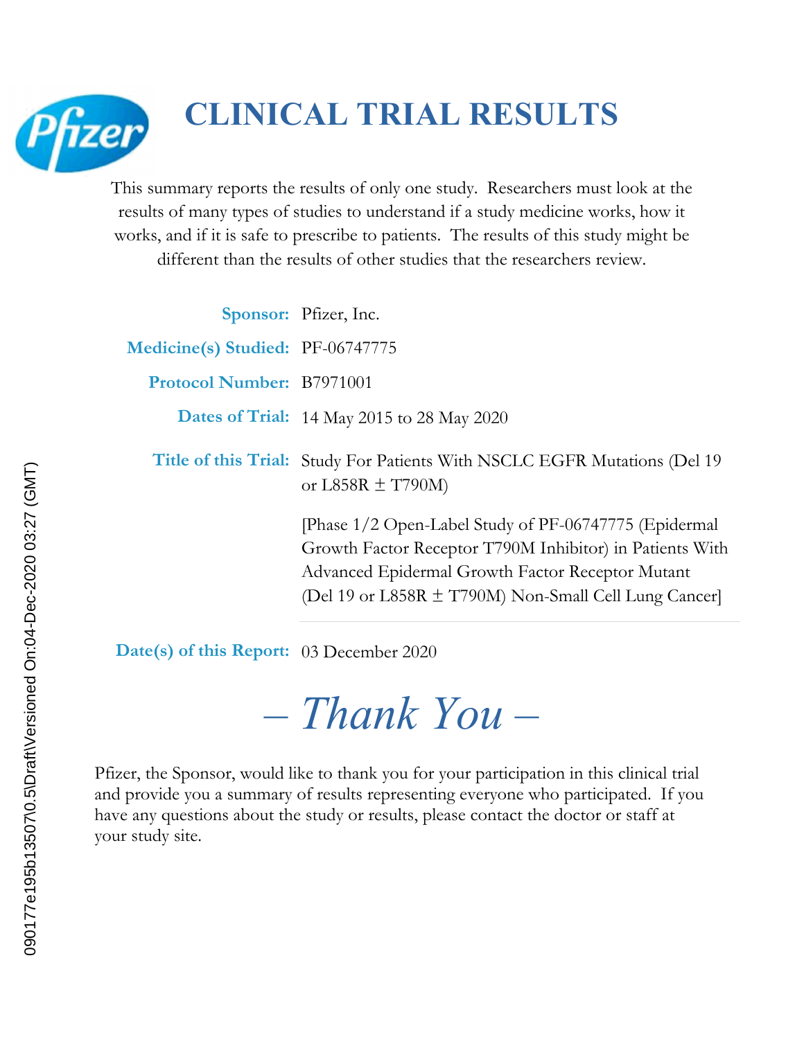# CLINICAL TRIAL RESULTS

This summary reports the results of only one study. Researchers must look at the results of many types of studies to understand if a study medicine works, how it works, and if it is safe to prescribe to patients. The results of this study might be different than the results of other studies that the researchers review.

**Sponsor:** Pfizer, Inc.

**Medicine(s) Studied:** PF-06747775

**Protocol Number:** B7971001

**Dates of Trial:** 14 May 2015 to 28 May 2020

**Title of this Trial:** Study For Patients With NSCLC EGFR Mutations (Del 19 or L858R ± T790M)

[Phase 1/2 Open-Label Study of PF-06747775 (Epidermal Growth Factor Receptor T790M Inhibitor) in Patients With Advanced Epidermal Growth Factor Receptor Mutant (Del 19 or L858R ± T790M) Non-Small Cell Lung Cancer]

**Date(s) of this Report:** 03 December 2020

## *– Thank You –*

Pfizer, the Sponsor, would like to thank you for your participation in this clinical trial and provide you a summary of results representing everyone who participated. If you have any questions about the study or results, please contact the doctor or staff at your study site.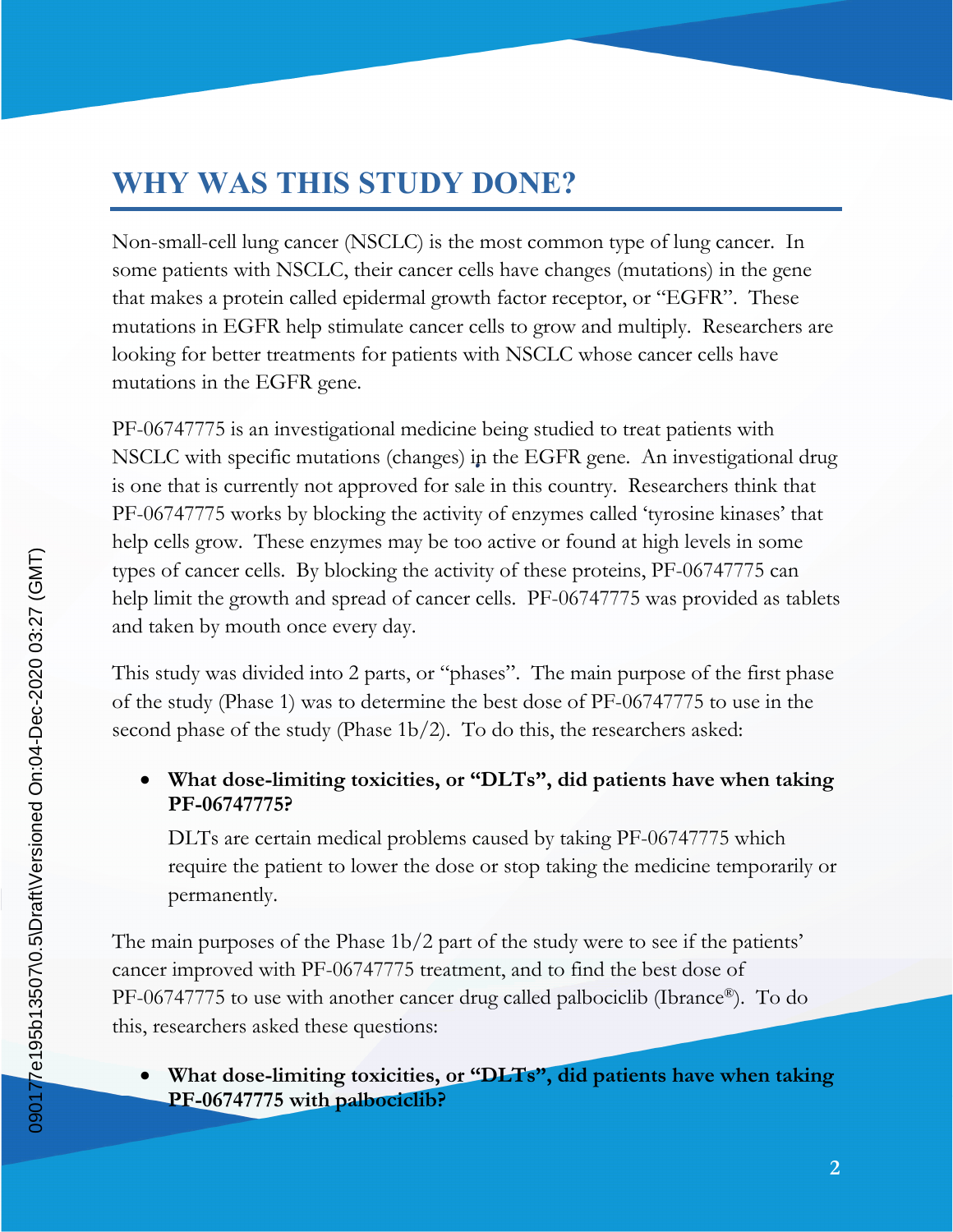## WHY WAS THIS STUDY DONE?

Non-small-cell lung cancer (NSCLC) is the most common type of lung cancer. In some patients with NSCLC, their cancer cells have changes (mutations) in the gene that makes a protein called epidermal growth factor receptor, or "EGFR". These mutations in EGFR help stimulate cancer cells to grow and multiply. Researchers are looking for better treatments for patients with NSCLC whose cancer cells have mutations in the EGFR gene.

PF-06747775 is an investigational medicine being studied to treat patients with NSCLC with specific mutations (changes) in the EGFR gene. An investigational drug is one that is currently not approved for sale in this country. Researchers think that PF-06747775 works by blocking the activity of enzymes called 'tyrosine kinases' that help cells grow. These enzymes may be too active or found at high levels in some types of cancer cells. By blocking the activity of these proteins, PF-06747775 can help limit the growth and spread of cancer cells. PF-06747775 was provided as tablets and taken by mouth once every day.

This study was divided into 2 parts, or "phases". The main purpose of the first phase of the study (Phase 1) was to determine the best dose of PF-06747775 to use in the second phase of the study (Phase 1b/2). To do this, the researchers asked:

- **What dose-limiting toxicities, or "DLTs", did patients have when taking PF-06747775?**

  DLTs are certain medical problems caused by taking PF-06747775 which require the patient to lower the dose or stop taking the medicine temporarily or permanently.

The main purposes of the Phase 1b/2 part of the study were to see if the patients' cancer improved with PF-06747775 treatment, and to find the best dose of PF-06747775 to use with another cancer drug called palbociclib (Ibrance®). To do this, researchers asked these questions:

- **What dose-limiting toxicities, or "DLTs", did patients have when taking PF-06747775 with palbociclib?**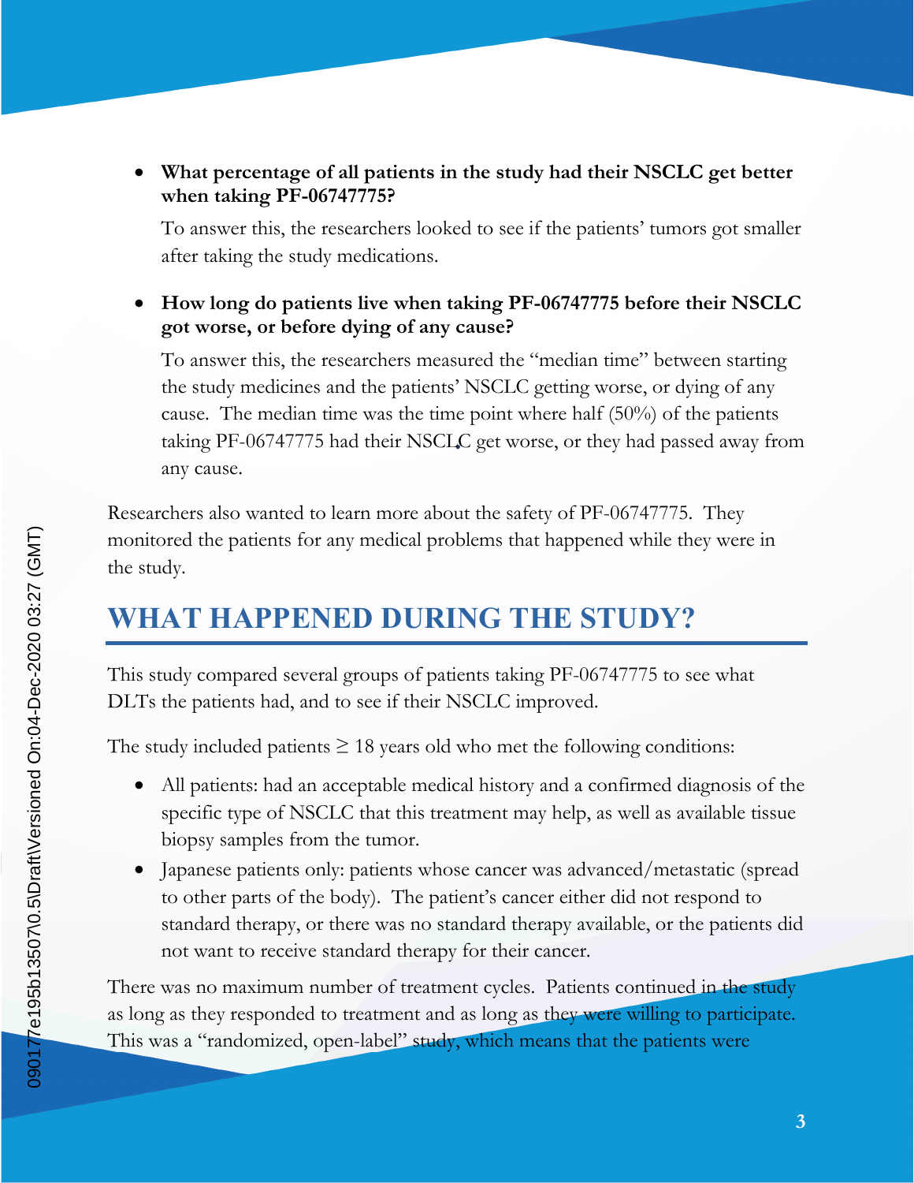- **What percentage of all patients in the study had their NSCLC get better when taking PF-06747775?**

  To answer this, the researchers looked to see if the patients' tumors got smaller after taking the study medications.

- **How long do patients live when taking PF-06747775 before their NSCLC got worse, or before dying of any cause?**

  To answer this, the researchers measured the "median time" between starting the study medicines and the patients' NSCLC getting worse, or dying of any cause. The median time was the time point where half (50%) of the patients taking PF-06747775 had their NSCLC get worse, or they had passed away from any cause.

Researchers also wanted to learn more about the safety of PF-06747775. They monitored the patients for any medical problems that happened while they were in the study.

## WHAT HAPPENED DURING THE STUDY?

This study compared several groups of patients taking PF-06747775 to see what DLTs the patients had, and to see if their NSCLC improved.

The study included patients ≥ 18 years old who met the following conditions:

- All patients: had an acceptable medical history and a confirmed diagnosis of the specific type of NSCLC that this treatment may help, as well as available tissue biopsy samples from the tumor.
- Japanese patients only: patients whose cancer was advanced/metastatic (spread to other parts of the body). The patient's cancer either did not respond to standard therapy, or there was no standard therapy available, or the patients did not want to receive standard therapy for their cancer.

There was no maximum number of treatment cycles. Patients continued in the study as long as they responded to treatment and as long as they were willing to participate. This was a "randomized, open-label" study, which means that the patients were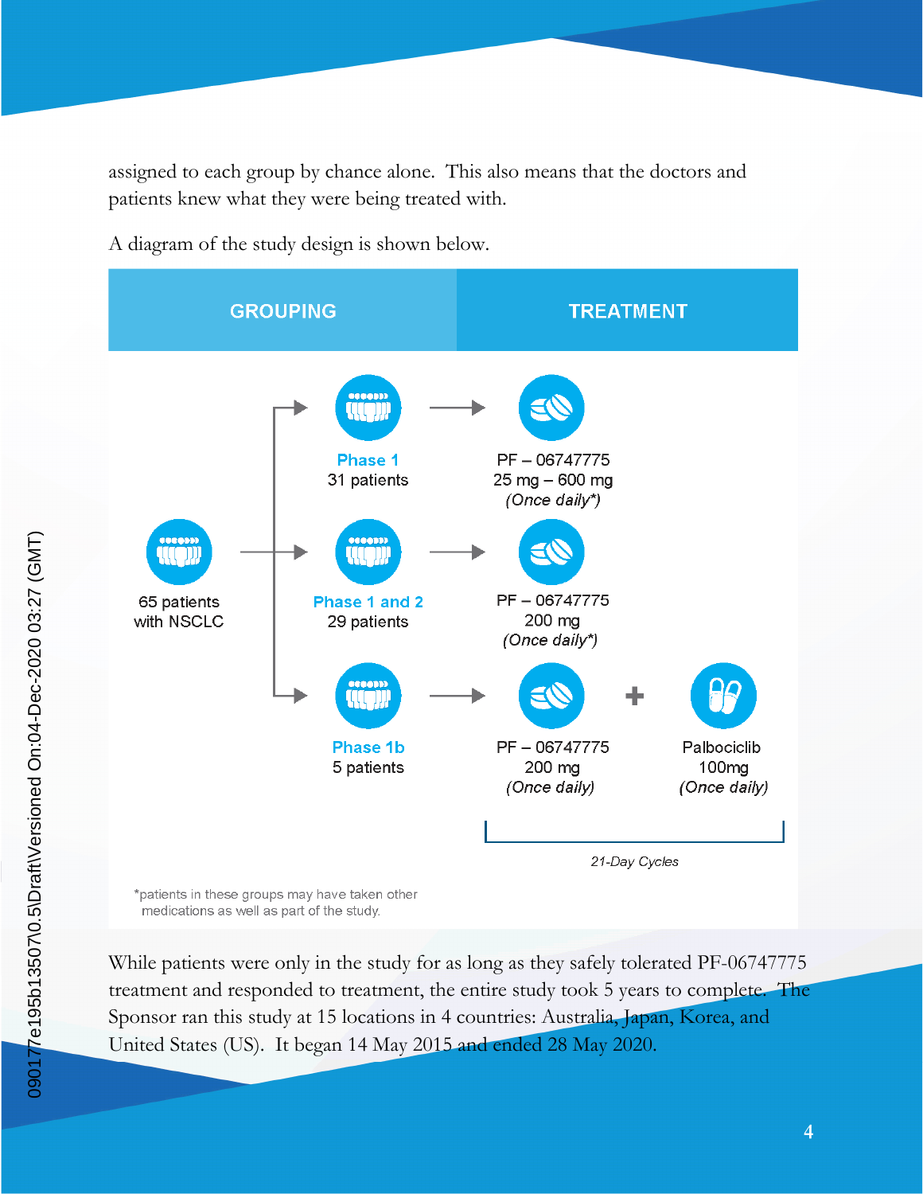assigned to each group by chance alone. This also means that the doctors and patients knew what they were being treated with.

A diagram of the study design is shown below.

| GROUPING | | TREATMENT | |
|---|---|---|---|
| 65 patients with NSCLC | **Phase 1** 31 patients | PF – 06747775 25 mg – 600 mg *(Once daily*)* | |
| | **Phase 1 and 2** 29 patients | PF – 06747775 200 mg *(Once daily*)* | |
| | **Phase 1b** 5 patients | PF – 06747775 200 mg *(Once daily)* | + Palbociclib 100mg *(Once daily)* |

*21-Day Cycles*

*patients in these groups may have taken other medications as well as part of the study.

While patients were only in the study for as long as they safely tolerated PF-06747775 treatment and responded to treatment, the entire study took 5 years to complete. The Sponsor ran this study at 15 locations in 4 countries: Australia, Japan, Korea, and United States (US). It began 14 May 2015 and ended 28 May 2020.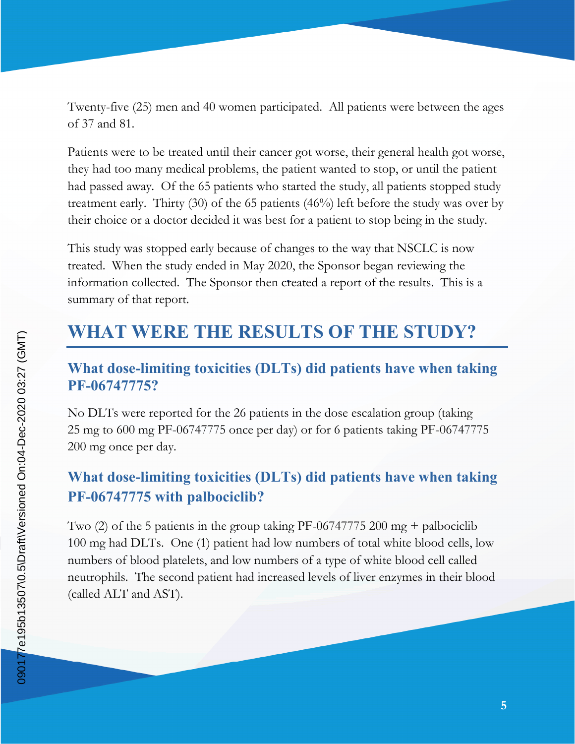Twenty-five (25) men and 40 women participated. All patients were between the ages of 37 and 81.

Patients were to be treated until their cancer got worse, their general health got worse, they had too many medical problems, the patient wanted to stop, or until the patient had passed away. Of the 65 patients who started the study, all patients stopped study treatment early. Thirty (30) of the 65 patients (46%) left before the study was over by their choice or a doctor decided it was best for a patient to stop being in the study.

This study was stopped early because of changes to the way that NSCLC is now treated. When the study ended in May 2020, the Sponsor began reviewing the information collected. The Sponsor then created a report of the results. This is a summary of that report.

# WHAT WERE THE RESULTS OF THE STUDY?

## What dose-limiting toxicities (DLTs) did patients have when taking PF-06747775?

No DLTs were reported for the 26 patients in the dose escalation group (taking 25 mg to 600 mg PF-06747775 once per day) or for 6 patients taking PF-06747775 200 mg once per day.

## What dose-limiting toxicities (DLTs) did patients have when taking PF-06747775 with palbociclib?

Two (2) of the 5 patients in the group taking PF-06747775 200 mg + palbociclib 100 mg had DLTs. One (1) patient had low numbers of total white blood cells, low numbers of blood platelets, and low numbers of a type of white blood cell called neutrophils. The second patient had increased levels of liver enzymes in their blood (called ALT and AST).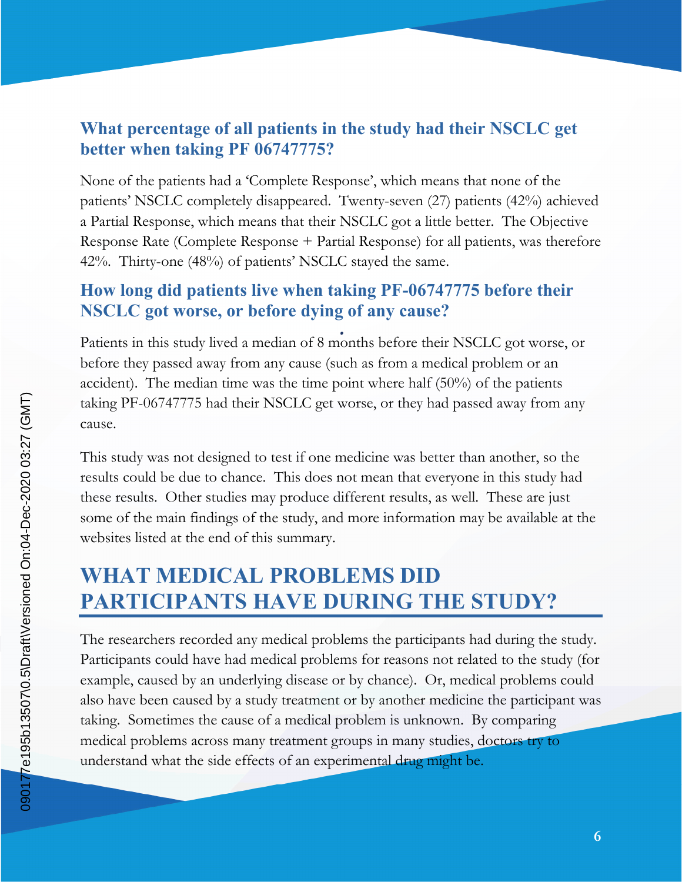### What percentage of all patients in the study had their NSCLC get better when taking PF 06747775?

None of the patients had a 'Complete Response', which means that none of the patients' NSCLC completely disappeared. Twenty-seven (27) patients (42%) achieved a Partial Response, which means that their NSCLC got a little better. The Objective Response Rate (Complete Response + Partial Response) for all patients, was therefore 42%. Thirty-one (48%) of patients' NSCLC stayed the same.

### How long did patients live when taking PF-06747775 before their NSCLC got worse, or before dying of any cause?

Patients in this study lived a median of 8 months before their NSCLC got worse, or before they passed away from any cause (such as from a medical problem or an accident). The median time was the time point where half (50%) of the patients taking PF-06747775 had their NSCLC get worse, or they had passed away from any cause.

This study was not designed to test if one medicine was better than another, so the results could be due to chance. This does not mean that everyone in this study had these results. Other studies may produce different results, as well. These are just some of the main findings of the study, and more information may be available at the websites listed at the end of this summary.

## WHAT MEDICAL PROBLEMS DID PARTICIPANTS HAVE DURING THE STUDY?

The researchers recorded any medical problems the participants had during the study. Participants could have had medical problems for reasons not related to the study (for example, caused by an underlying disease or by chance). Or, medical problems could also have been caused by a study treatment or by another medicine the participant was taking. Sometimes the cause of a medical problem is unknown. By comparing medical problems across many treatment groups in many studies, doctors try to understand what the side effects of an experimental drug might be.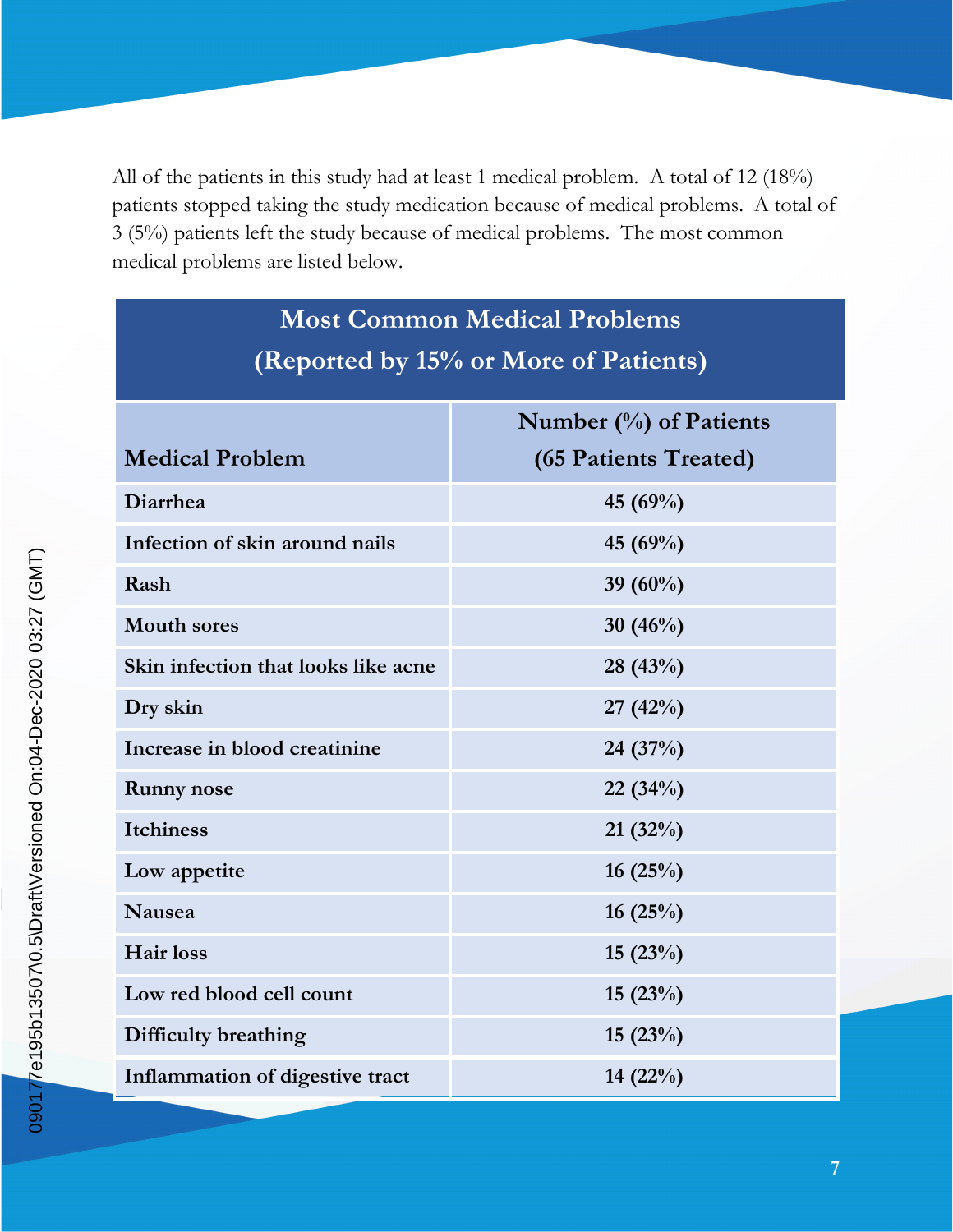All of the patients in this study had at least 1 medical problem. A total of 12 (18%) patients stopped taking the study medication because of medical problems. A total of 3 (5%) patients left the study because of medical problems. The most common medical problems are listed below.

| **Most Common Medical Problems (Reported by 15% or More of Patients)** | |
|---|---|
| **Medical Problem** | **Number (%) of Patients (65 Patients Treated)** |
| **Diarrhea** | **45 (69%)** |
| **Infection of skin around nails** | **45 (69%)** |
| **Rash** | **39 (60%)** |
| **Mouth sores** | **30 (46%)** |
| **Skin infection that looks like acne** | **28 (43%)** |
| **Dry skin** | **27 (42%)** |
| **Increase in blood creatinine** | **24 (37%)** |
| **Runny nose** | **22 (34%)** |
| **Itchiness** | **21 (32%)** |
| **Low appetite** | **16 (25%)** |
| **Nausea** | **16 (25%)** |
| **Hair loss** | **15 (23%)** |
| **Low red blood cell count** | **15 (23%)** |
| **Difficulty breathing** | **15 (23%)** |
| **Inflammation of digestive tract** | **14 (22%)** |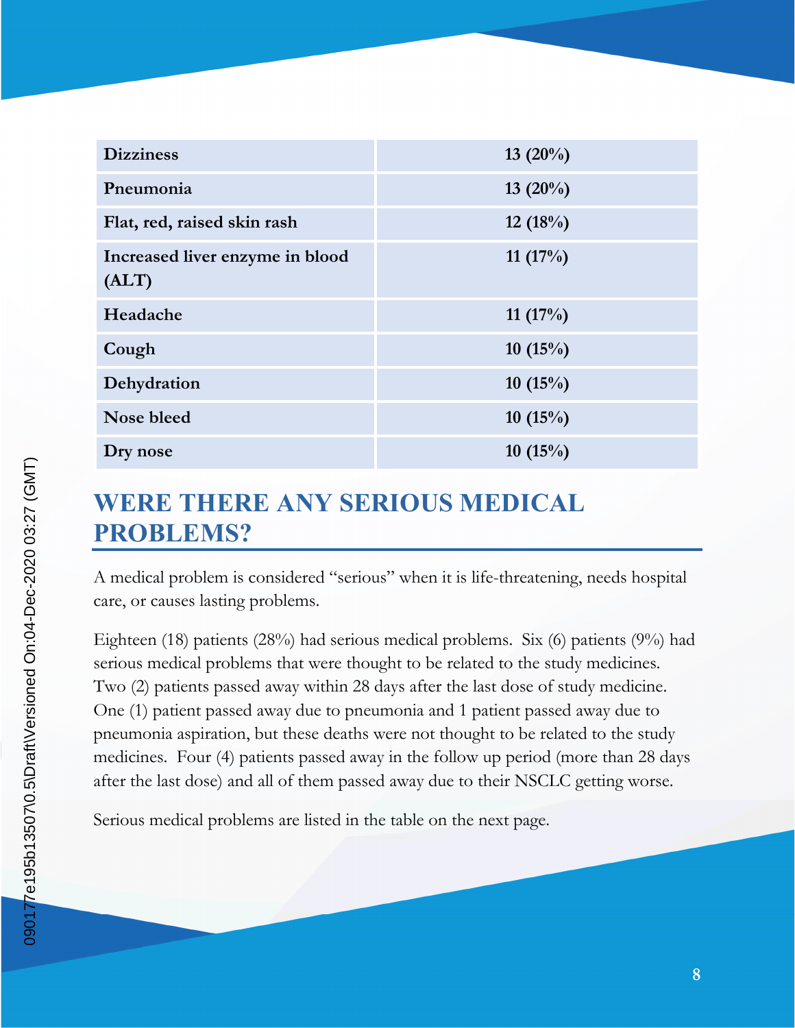| Dizziness | 13 (20%) |
|---|---|
| Pneumonia | 13 (20%) |
| Flat, red, raised skin rash | 12 (18%) |
| Increased liver enzyme in blood (ALT) | 11 (17%) |
| Headache | 11 (17%) |
| Cough | 10 (15%) |
| Dehydration | 10 (15%) |
| Nose bleed | 10 (15%) |
| Dry nose | 10 (15%) |

## WERE THERE ANY SERIOUS MEDICAL PROBLEMS?

A medical problem is considered "serious" when it is life-threatening, needs hospital care, or causes lasting problems.

Eighteen (18) patients (28%) had serious medical problems. Six (6) patients (9%) had serious medical problems that were thought to be related to the study medicines. Two (2) patients passed away within 28 days after the last dose of study medicine. One (1) patient passed away due to pneumonia and 1 patient passed away due to pneumonia aspiration, but these deaths were not thought to be related to the study medicines. Four (4) patients passed away in the follow up period (more than 28 days after the last dose) and all of them passed away due to their NSCLC getting worse.

Serious medical problems are listed in the table on the next page.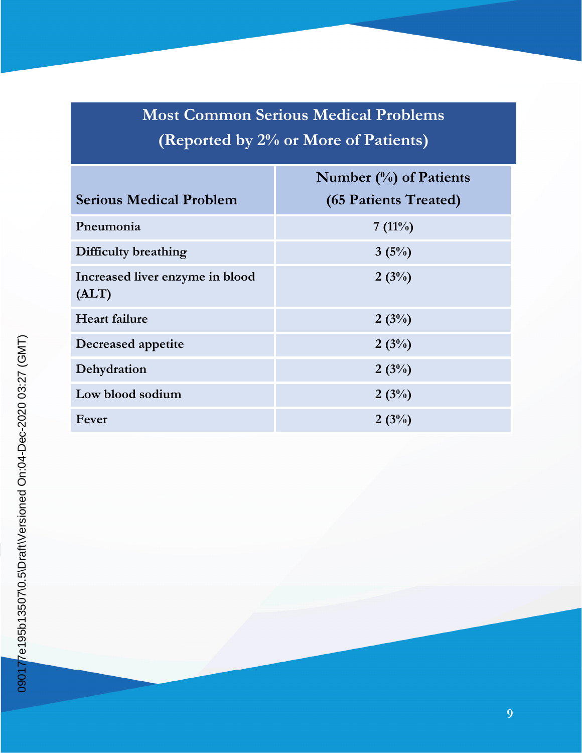| Most Common Serious Medical Problems (Reported by 2% or More of Patients) | |
|---|---|
| **Serious Medical Problem** | **Number (%) of Patients (65 Patients Treated)** |
| **Pneumonia** | **7 (11%)** |
| **Difficulty breathing** | **3 (5%)** |
| **Increased liver enzyme in blood (ALT)** | **2 (3%)** |
| **Heart failure** | **2 (3%)** |
| **Decreased appetite** | **2 (3%)** |
| **Dehydration** | **2 (3%)** |
| **Low blood sodium** | **2 (3%)** |
| **Fever** | **2 (3%)** |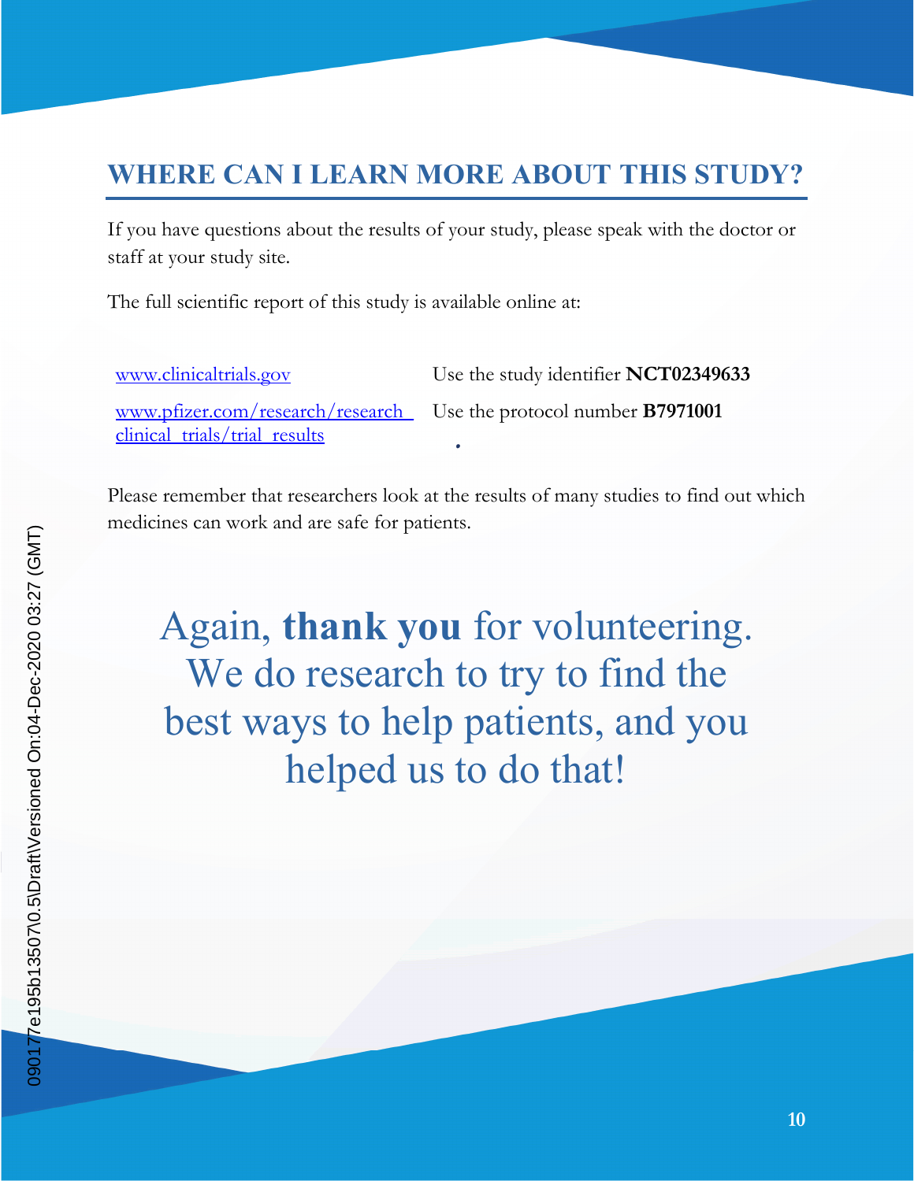## WHERE CAN I LEARN MORE ABOUT THIS STUDY?

If you have questions about the results of your study, please speak with the doctor or staff at your study site.

The full scientific report of this study is available online at:

| | |
|---|---|
| www.clinicaltrials.gov | Use the study identifier **NCT02349633** |
| www.pfizer.com/research/research_clinical_trials/trial_results | Use the protocol number **B7971001** |

Please remember that researchers look at the results of many studies to find out which medicines can work and are safe for patients.

Again, **thank you** for volunteering. We do research to try to find the best ways to help patients, and you helped us to do that!